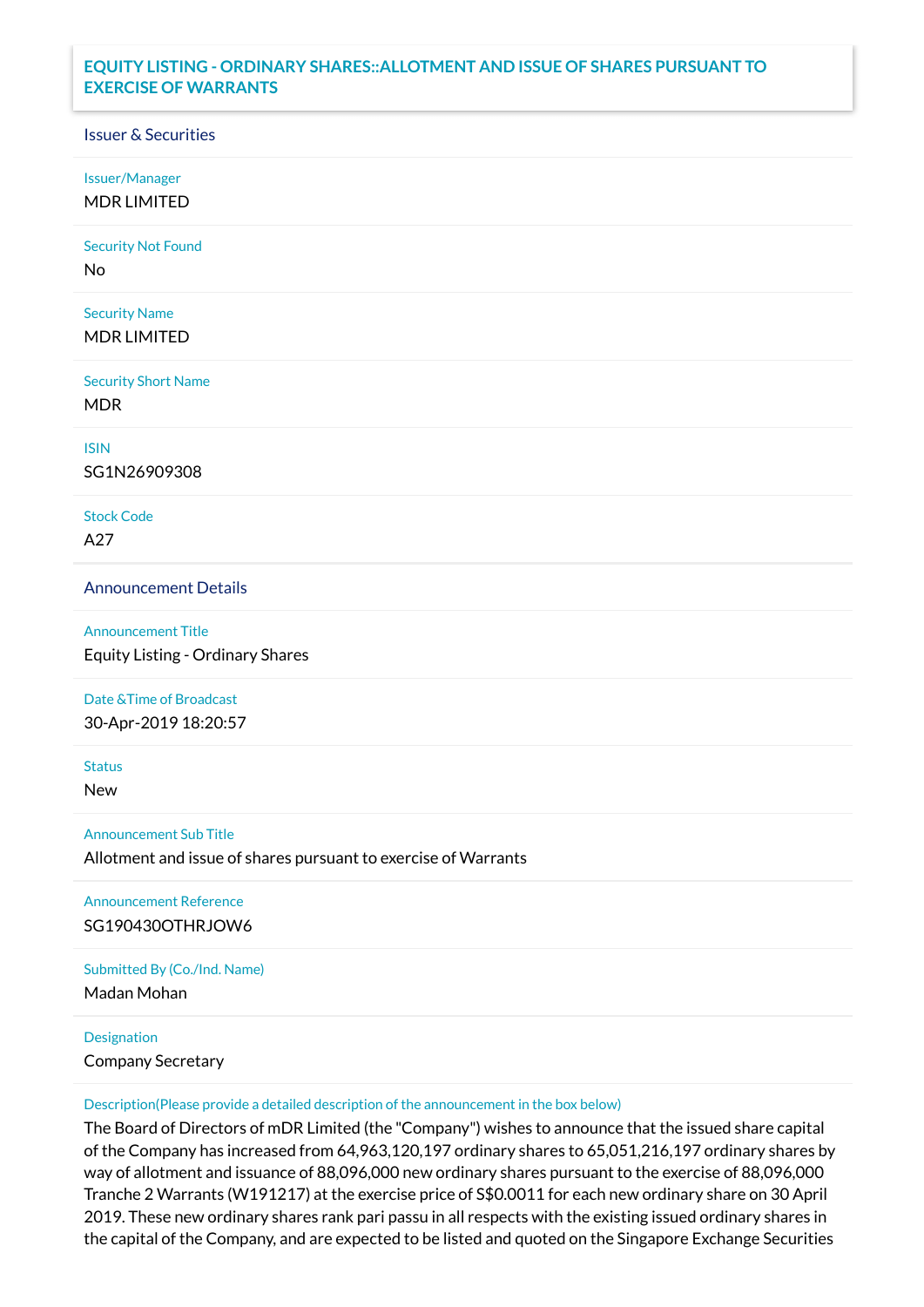# EQUITY LISTING - ORDINARY SHARES::ALLOTMENT AND ISSUE OF SHARES PURSUANT TO EXERCISE OF WARRANTS

## Issuer & Securities

**Issuer/Manager**
MDR LIMITED

**Security Not Found**
No

**Security Name**
MDR LIMITED

**Security Short Name**
MDR

**ISIN**
SG1N26909308

**Stock Code**
A27

## Announcement Details

**Announcement Title**
Equity Listing - Ordinary Shares

**Date &Time of Broadcast**
30-Apr-2019 18:20:57

**Status**
New

**Announcement Sub Title**
Allotment and issue of shares pursuant to exercise of Warrants

**Announcement Reference**
SG190430OTHRJOW6

**Submitted By (Co./Ind. Name)**
Madan Mohan

**Designation**
Company Secretary

**Description(Please provide a detailed description of the announcement in the box below)**
The Board of Directors of mDR Limited (the "Company") wishes to announce that the issued share capital of the Company has increased from 64,963,120,197 ordinary shares to 65,051,216,197 ordinary shares by way of allotment and issuance of 88,096,000 new ordinary shares pursuant to the exercise of 88,096,000 Tranche 2 Warrants (W191217) at the exercise price of S$0.0011 for each new ordinary share on 30 April 2019. These new ordinary shares rank pari passu in all respects with the existing issued ordinary shares in the capital of the Company, and are expected to be listed and quoted on the Singapore Exchange Securities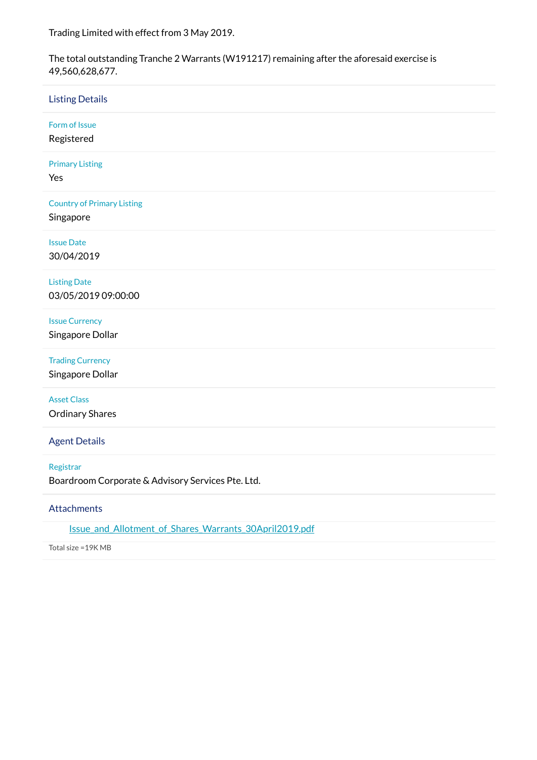Trading Limited with effect from 3 May 2019.

The total outstanding Tranche 2 Warrants (W191217) remaining after the aforesaid exercise is 49,560,628,677.

## Listing Details

Form of Issue
Registered

Primary Listing
Yes

Country of Primary Listing
Singapore

Issue Date
30/04/2019

Listing Date
03/05/2019 09:00:00

Issue Currency
Singapore Dollar

Trading Currency
Singapore Dollar

Asset Class
Ordinary Shares

## Agent Details

Registrar
Boardroom Corporate & Advisory Services Pte. Ltd.

## Attachments

Issue_and_Allotment_of_Shares_Warrants_30April2019.pdf

Total size =19K MB